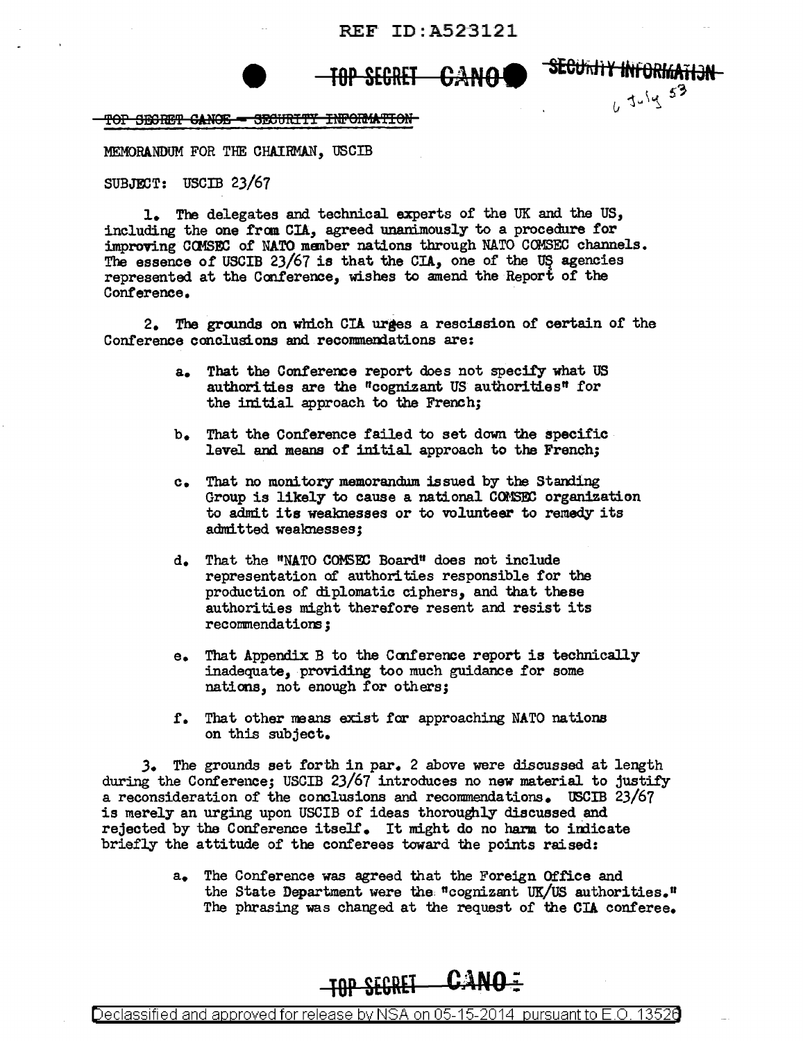TOP SECRET CANOE - SECURITY INFORMATION

6 July 53

MEMORANDUM FOR THE CHAIRMAN, USCIB

SUBJECT: USCIB 23/67

1. The delegates and technical experts of the UK and the US, including the one from CIA, agreed unanimously to a procedure for improving COMSEC of NATO member nations through NATO COMSEC channels. The essence of USCIB 23/67 is that the CIA, one of the US agencies represented at the Conference, wishes to amend the Report of the Conference.

2. The grounds on which CIA urges a rescission of certain of the Conference conclusions and recommendations are:

   a. That the Conference report does not specify what US authorities are the "cognizant US authorities" for the initial approach to the French;

   b. That the Conference failed to set down the specific level and means of initial approach to the French;

   c. That no monitory memorandum issued by the Standing Group is likely to cause a national COMSEC organization to admit its weaknesses or to volunteer to remedy its admitted weaknesses;

   d. That the "NATO COMSEC Board" does not include representation of authorities responsible for the production of diplomatic ciphers, and that these authorities might therefore resent and resist its recommendations;

   e. That Appendix B to the Conference report is technically inadequate, providing too much guidance for some nations, not enough for others;

   f. That other means exist for approaching NATO nations on this subject.

3. The grounds set forth in par. 2 above were discussed at length during the Conference; USCIB 23/67 introduces no new material to justify a reconsideration of the conclusions and recommendations. USCIB 23/67 is merely an urging upon USCIB of ideas thoroughly discussed and rejected by the Conference itself. It might do no harm to indicate briefly the attitude of the conferees toward the points raised:

   a. The Conference was agreed that the Foreign Office and the State Department were the "cognizant UK/US authorities." The phrasing was changed at the request of the CIA conferee.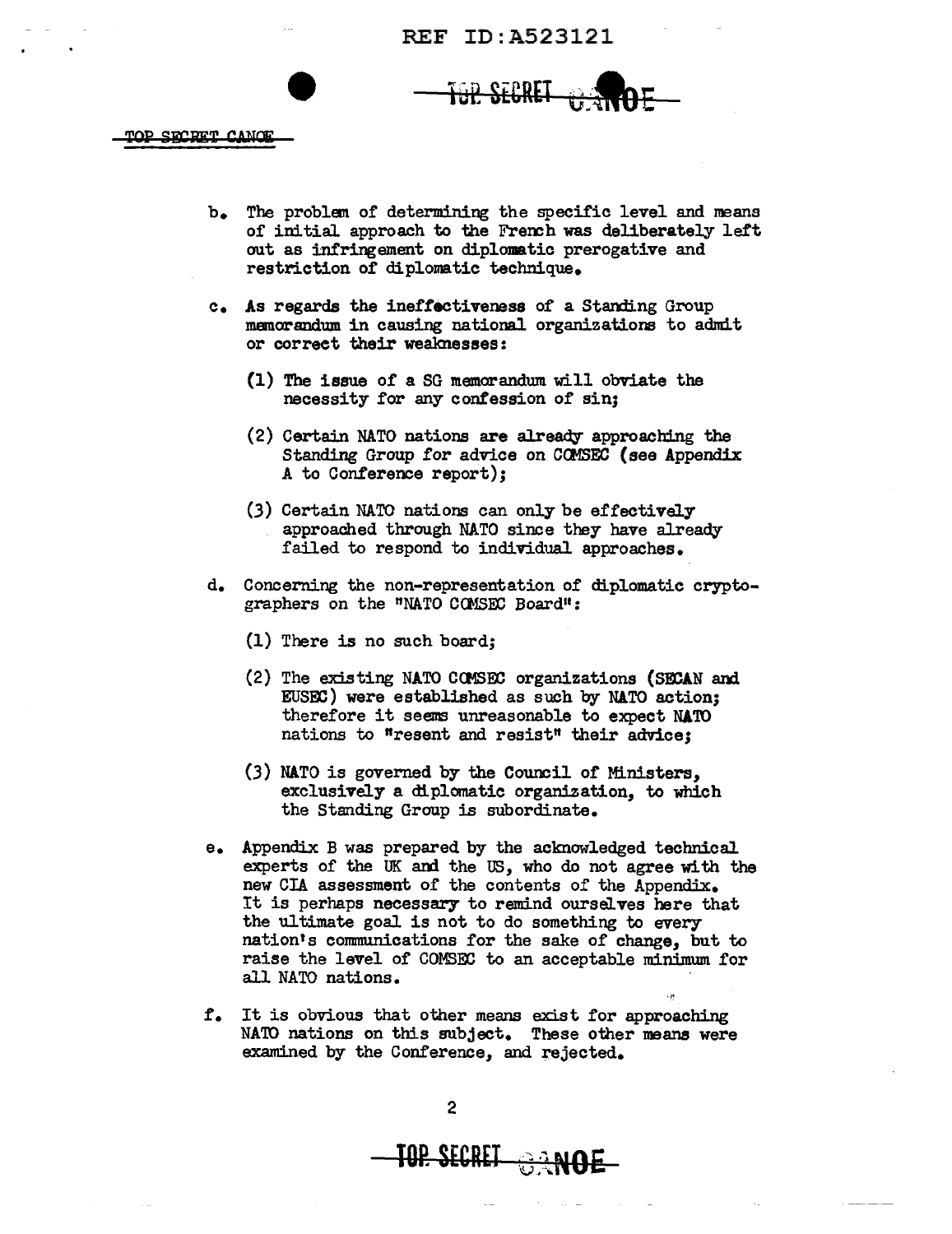b. The problem of determining the specific level and means of initial approach to the French was deliberately left out as infringement on diplomatic prerogative and restriction of diplomatic technique.

c. As regards the ineffectiveness of a Standing Group memorandum in causing national organizations to admit or correct their weaknesses:

   (1) The issue of a SG memorandum will obviate the necessity for any confession of sin;

   (2) Certain NATO nations are already approaching the Standing Group for advice on COMSEC (see Appendix A to Conference report);

   (3) Certain NATO nations can only be effectively approached through NATO since they have already failed to respond to individual approaches.

d. Concerning the non-representation of diplomatic cryptographers on the "NATO COMSEC Board":

   (1) There is no such board;

   (2) The existing NATO COMSEC organizations (SECAN and EUSEC) were established as such by NATO action; therefore it seems unreasonable to expect NATO nations to "resent and resist" their advice;

   (3) NATO is governed by the Council of Ministers, exclusively a diplomatic organization, to which the Standing Group is subordinate.

e. Appendix B was prepared by the acknowledged technical experts of the UK and the US, who do not agree with the new CIA assessment of the contents of the Appendix. It is perhaps necessary to remind ourselves here that the ultimate goal is not to do something to every nation's communications for the sake of change, but to raise the level of COMSEC to an acceptable minimum for all NATO nations.

f. It is obvious that other means exist for approaching NATO nations on this subject. These other means were examined by the Conference, and rejected.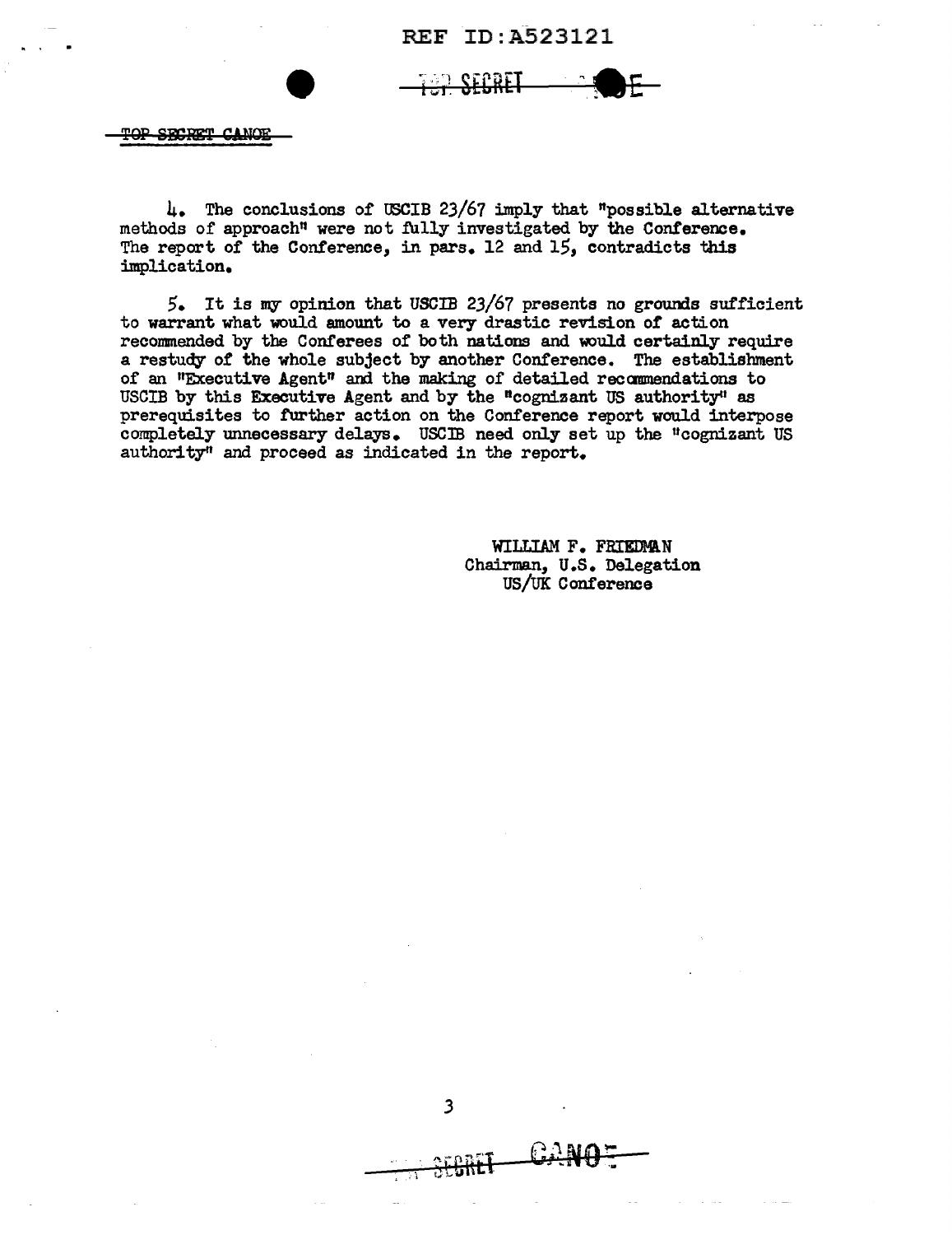TOP SECRET CANOE

4. The conclusions of USCIB 23/67 imply that "possible alternative methods of approach" were not fully investigated by the Conference. The report of the Conference, in pars. 12 and 15, contradicts this implication.

5. It is my opinion that USCIB 23/67 presents no grounds sufficient to warrant what would amount to a very drastic revision of action recommended by the Conferees of both nations and would certainly require a restudy of the whole subject by another Conference. The establishment of an "Executive Agent" and the making of detailed recommendations to USCIB by this Executive Agent and by the "cognizant US authority" as prerequisites to further action on the Conference report would interpose completely unnecessary delays. USCIB need only set up the "cognizant US authority" and proceed as indicated in the report.

WILLIAM F. FRIEDMAN
Chairman, U.S. Delegation
US/UK Conference